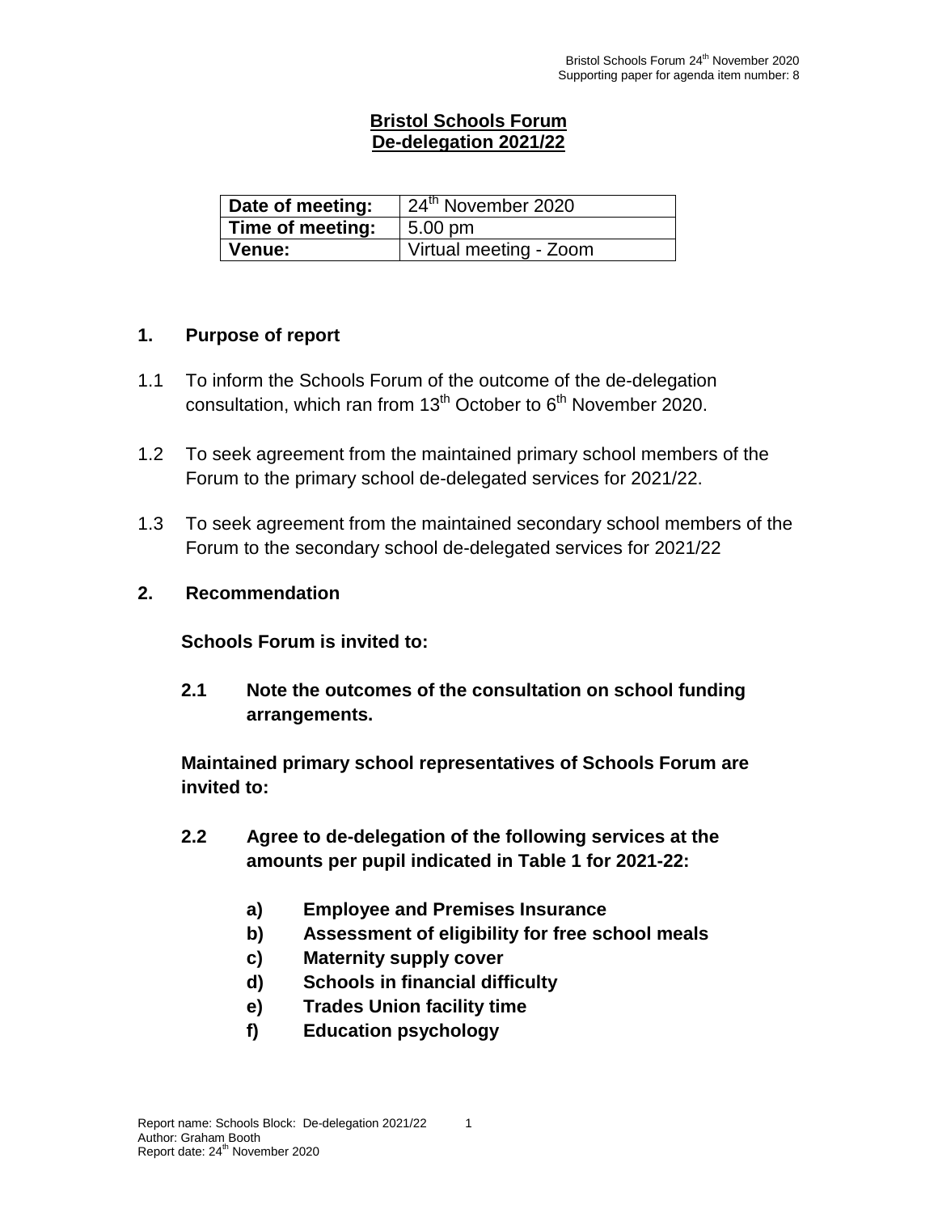**Bristol Schools Forum**
**De-delegation 2021/22**

| Date of meeting: | 24th November 2020 |
| --- | --- |
| Time of meeting: | 5.00 pm |
| Venue: | Virtual meeting - Zoom |

## 1. Purpose of report

1.1 To inform the Schools Forum of the outcome of the de-delegation consultation, which ran from 13th October to 6th November 2020.

1.2 To seek agreement from the maintained primary school members of the Forum to the primary school de-delegated services for 2021/22.

1.3 To seek agreement from the maintained secondary school members of the Forum to the secondary school de-delegated services for 2021/22

## 2. Recommendation

**Schools Forum is invited to:**

**2.1 Note the outcomes of the consultation on school funding arrangements.**

**Maintained primary school representatives of Schools Forum are invited to:**

**2.2 Agree to de-delegation of the following services at the amounts per pupil indicated in Table 1 for 2021-22:**

- **a) Employee and Premises Insurance**
- **b) Assessment of eligibility for free school meals**
- **c) Maternity supply cover**
- **d) Schools in financial difficulty**
- **e) Trades Union facility time**
- **f) Education psychology**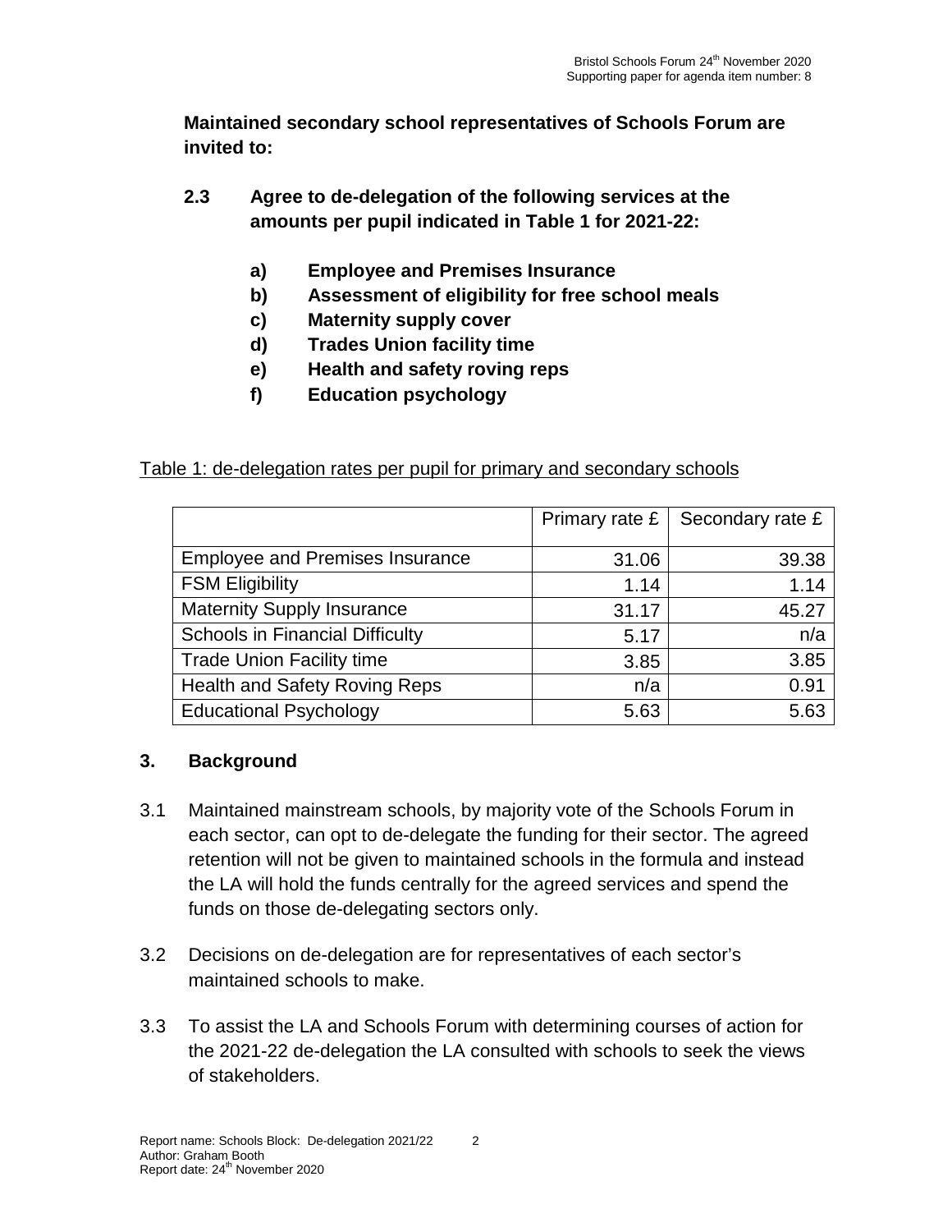**Maintained secondary school representatives of Schools Forum are invited to:**

**2.3 Agree to de-delegation of the following services at the amounts per pupil indicated in Table 1 for 2021-22:**

- **a) Employee and Premises Insurance**
- **b) Assessment of eligibility for free school meals**
- **c) Maternity supply cover**
- **d) Trades Union facility time**
- **e) Health and safety roving reps**
- **f) Education psychology**

Table 1: de-delegation rates per pupil for primary and secondary schools

| | Primary rate £ | Secondary rate £ |
|---|---|---|
| Employee and Premises Insurance | 31.06 | 39.38 |
| FSM Eligibility | 1.14 | 1.14 |
| Maternity Supply Insurance | 31.17 | 45.27 |
| Schools in Financial Difficulty | 5.17 | n/a |
| Trade Union Facility time | 3.85 | 3.85 |
| Health and Safety Roving Reps | n/a | 0.91 |
| Educational Psychology | 5.63 | 5.63 |

## 3. Background

3.1 Maintained mainstream schools, by majority vote of the Schools Forum in each sector, can opt to de-delegate the funding for their sector. The agreed retention will not be given to maintained schools in the formula and instead the LA will hold the funds centrally for the agreed services and spend the funds on those de-delegating sectors only.

3.2 Decisions on de-delegation are for representatives of each sector's maintained schools to make.

3.3 To assist the LA and Schools Forum with determining courses of action for the 2021-22 de-delegation the LA consulted with schools to seek the views of stakeholders.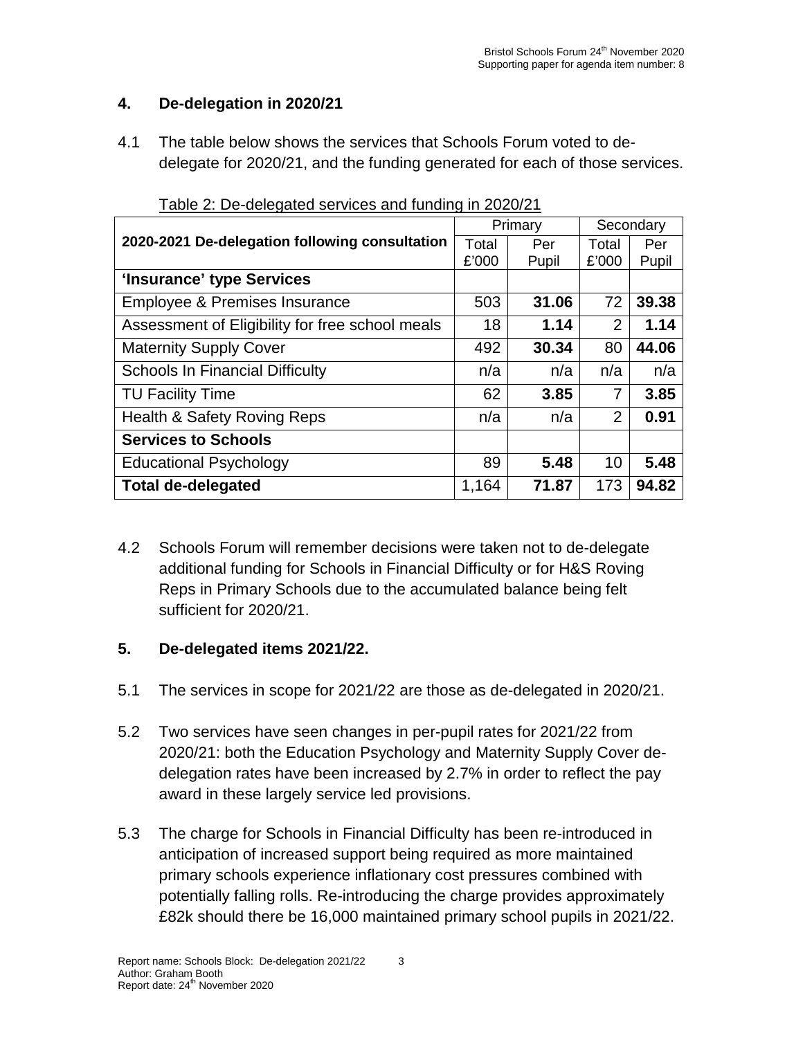## 4. De-delegation in 2020/21

4.1 The table below shows the services that Schools Forum voted to de-delegate for 2020/21, and the funding generated for each of those services.

Table 2: De-delegated services and funding in 2020/21

| 2020-2021 De-delegation following consultation | Primary | | Secondary | |
|---|---|---|---|---|
| | Total £'000 | Per Pupil | Total £'000 | Per Pupil |
| **'Insurance' type Services** | | | | |
| Employee & Premises Insurance | 503 | **31.06** | 72 | **39.38** |
| Assessment of Eligibility for free school meals | 18 | **1.14** | 2 | **1.14** |
| Maternity Supply Cover | 492 | **30.34** | 80 | **44.06** |
| Schools In Financial Difficulty | n/a | n/a | n/a | n/a |
| TU Facility Time | 62 | **3.85** | 7 | **3.85** |
| Health & Safety Roving Reps | n/a | n/a | 2 | **0.91** |
| **Services to Schools** | | | | |
| Educational Psychology | 89 | **5.48** | 10 | **5.48** |
| **Total de-delegated** | 1,164 | **71.87** | 173 | **94.82** |

4.2 Schools Forum will remember decisions were taken not to de-delegate additional funding for Schools in Financial Difficulty or for H&S Roving Reps in Primary Schools due to the accumulated balance being felt sufficient for 2020/21.

## 5. De-delegated items 2021/22.

5.1 The services in scope for 2021/22 are those as de-delegated in 2020/21.

5.2 Two services have seen changes in per-pupil rates for 2021/22 from 2020/21: both the Education Psychology and Maternity Supply Cover de-delegation rates have been increased by 2.7% in order to reflect the pay award in these largely service led provisions.

5.3 The charge for Schools in Financial Difficulty has been re-introduced in anticipation of increased support being required as more maintained primary schools experience inflationary cost pressures combined with potentially falling rolls. Re-introducing the charge provides approximately £82k should there be 16,000 maintained primary school pupils in 2021/22.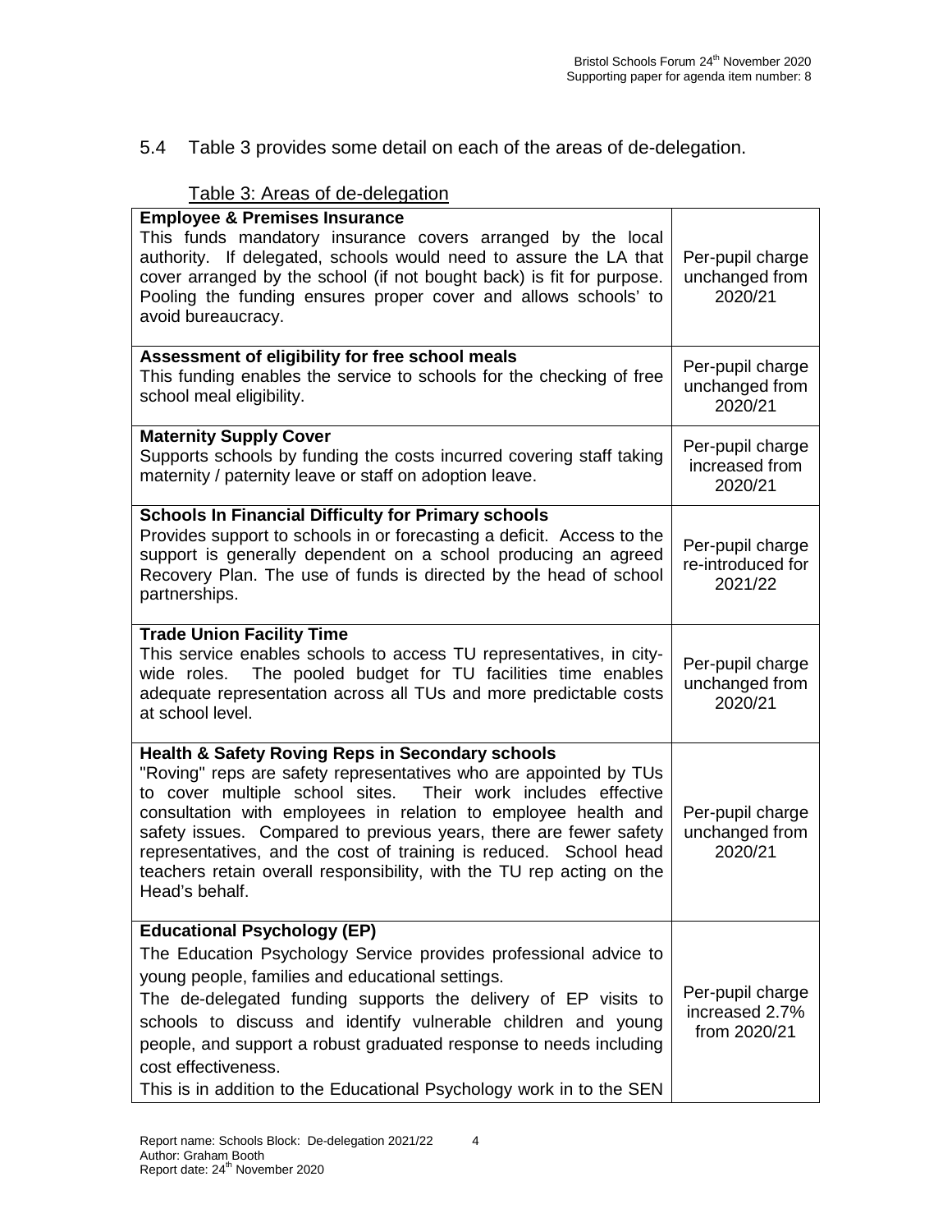5.4 Table 3 provides some detail on each of the areas of de-delegation.

Table 3: Areas of de-delegation

| | |
|---|---|
| **Employee & Premises Insurance**<br>This funds mandatory insurance covers arranged by the local authority. If delegated, schools would need to assure the LA that cover arranged by the school (if not bought back) is fit for purpose. Pooling the funding ensures proper cover and allows schools' to avoid bureaucracy. | Per-pupil charge unchanged from 2020/21 |
| **Assessment of eligibility for free school meals**<br>This funding enables the service to schools for the checking of free school meal eligibility. | Per-pupil charge unchanged from 2020/21 |
| **Maternity Supply Cover**<br>Supports schools by funding the costs incurred covering staff taking maternity / paternity leave or staff on adoption leave. | Per-pupil charge increased from 2020/21 |
| **Schools In Financial Difficulty for Primary schools**<br>Provides support to schools in or forecasting a deficit. Access to the support is generally dependent on a school producing an agreed Recovery Plan. The use of funds is directed by the head of school partnerships. | Per-pupil charge re-introduced for 2021/22 |
| **Trade Union Facility Time**<br>This service enables schools to access TU representatives, in city-wide roles. The pooled budget for TU facilities time enables adequate representation across all TUs and more predictable costs at school level. | Per-pupil charge unchanged from 2020/21 |
| **Health & Safety Roving Reps in Secondary schools**<br>"Roving" reps are safety representatives who are appointed by TUs to cover multiple school sites. Their work includes effective consultation with employees in relation to employee health and safety issues. Compared to previous years, there are fewer safety representatives, and the cost of training is reduced. School head teachers retain overall responsibility, with the TU rep acting on the Head's behalf. | Per-pupil charge unchanged from 2020/21 |
| **Educational Psychology (EP)**<br>The Education Psychology Service provides professional advice to young people, families and educational settings.<br>The de-delegated funding supports the delivery of EP visits to schools to discuss and identify vulnerable children and young people, and support a robust graduated response to needs including cost effectiveness.<br>This is in addition to the Educational Psychology work in to the SEN | Per-pupil charge increased 2.7% from 2020/21 |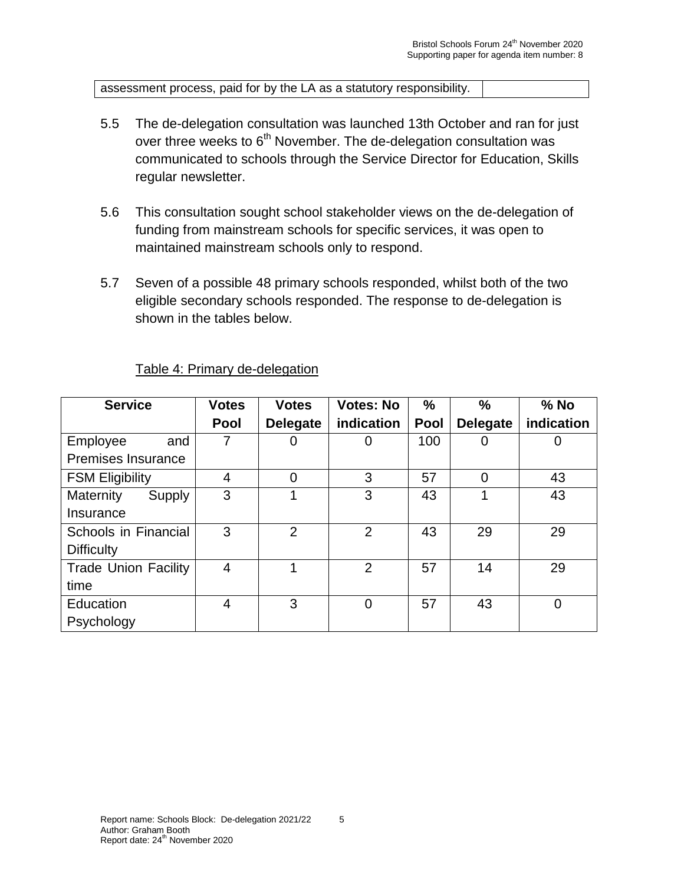| assessment process, paid for by the LA as a statutory responsibility. | |
|---|---|

5.5 The de-delegation consultation was launched 13th October and ran for just over three weeks to 6th November. The de-delegation consultation was communicated to schools through the Service Director for Education, Skills regular newsletter.

5.6 This consultation sought school stakeholder views on the de-delegation of funding from mainstream schools for specific services, it was open to maintained mainstream schools only to respond.

5.7 Seven of a possible 48 primary schools responded, whilst both of the two eligible secondary schools responded. The response to de-delegation is shown in the tables below.

Table 4: Primary de-delegation

| Service | Votes Pool | Votes Delegate | Votes: No indication | % Pool | % Delegate | % No indication |
|---|---|---|---|---|---|---|
| Employee and Premises Insurance | 7 | 0 | 0 | 100 | 0 | 0 |
| FSM Eligibility | 4 | 0 | 3 | 57 | 0 | 43 |
| Maternity Supply Insurance | 3 | 1 | 3 | 43 | 1 | 43 |
| Schools in Financial Difficulty | 3 | 2 | 2 | 43 | 29 | 29 |
| Trade Union Facility time | 4 | 1 | 2 | 57 | 14 | 29 |
| Education Psychology | 4 | 3 | 0 | 57 | 43 | 0 |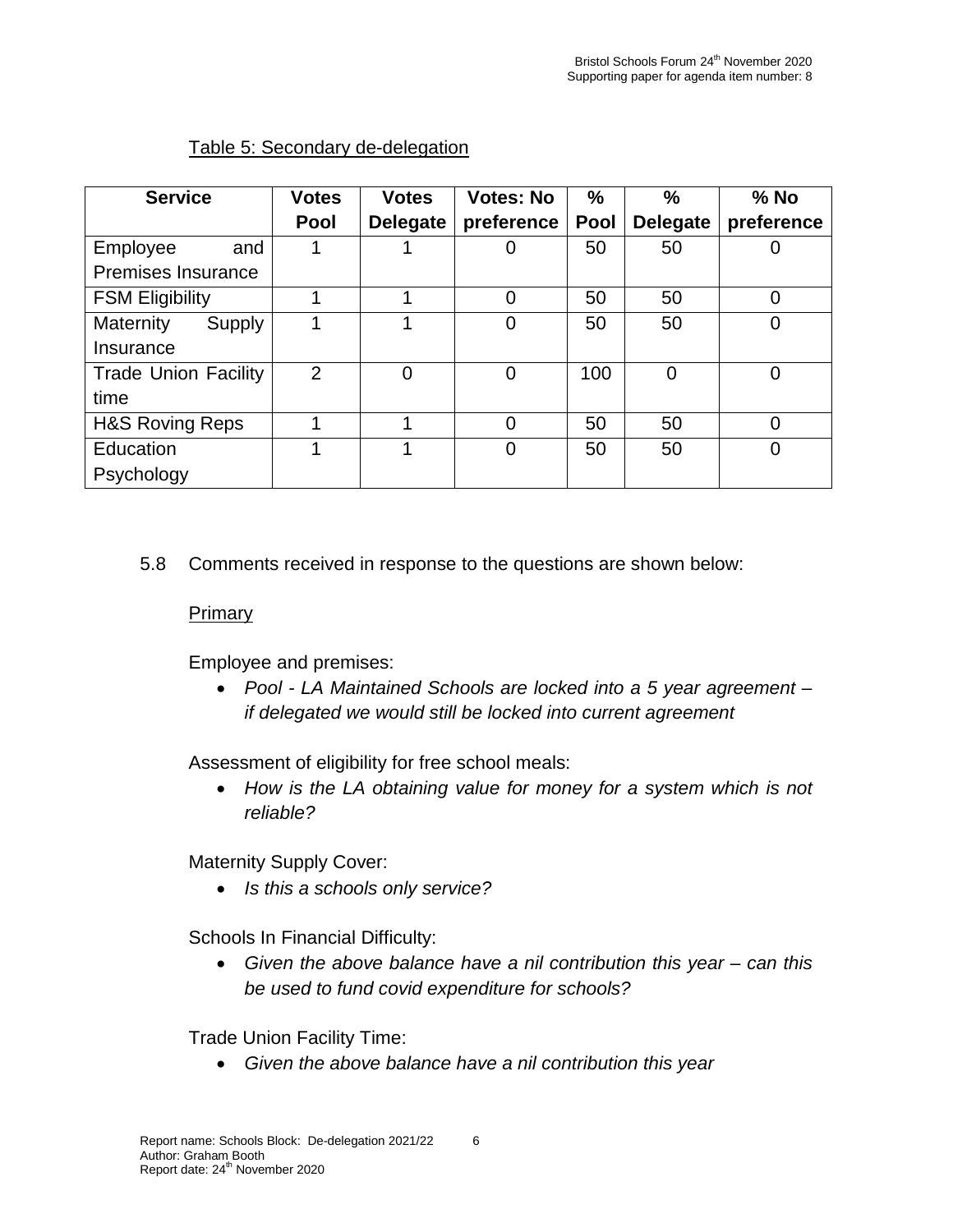Table 5: Secondary de-delegation

| Service | Votes Pool | Votes Delegate | Votes: No preference | % Pool | % Delegate | % No preference |
|---|---|---|---|---|---|---|
| Employee and Premises Insurance | 1 | 1 | 0 | 50 | 50 | 0 |
| FSM Eligibility | 1 | 1 | 0 | 50 | 50 | 0 |
| Maternity Supply Insurance | 1 | 1 | 0 | 50 | 50 | 0 |
| Trade Union Facility time | 2 | 0 | 0 | 100 | 0 | 0 |
| H&S Roving Reps | 1 | 1 | 0 | 50 | 50 | 0 |
| Education Psychology | 1 | 1 | 0 | 50 | 50 | 0 |

5.8 Comments received in response to the questions are shown below:

Primary

Employee and premises:

- *Pool - LA Maintained Schools are locked into a 5 year agreement – if delegated we would still be locked into current agreement*

Assessment of eligibility for free school meals:

- *How is the LA obtaining value for money for a system which is not reliable?*

Maternity Supply Cover:

- *Is this a schools only service?*

Schools In Financial Difficulty:

- *Given the above balance have a nil contribution this year – can this be used to fund covid expenditure for schools?*

Trade Union Facility Time:

- *Given the above balance have a nil contribution this year*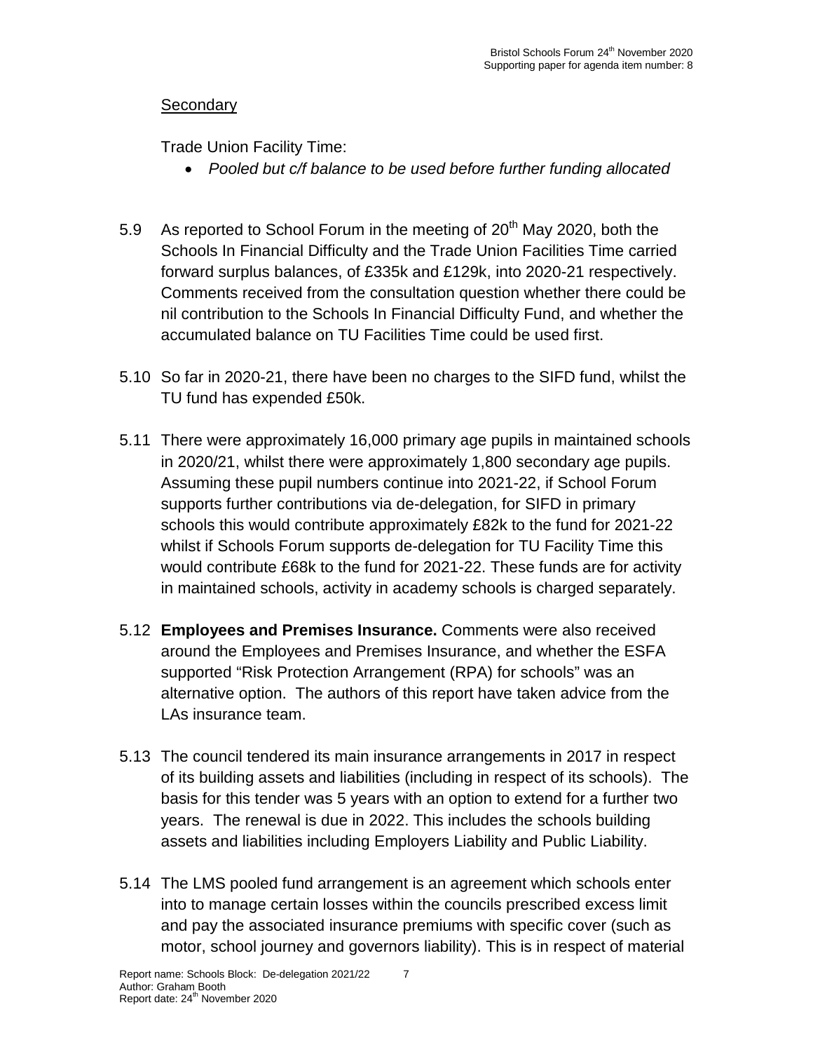Secondary

Trade Union Facility Time:

- *Pooled but c/f balance to be used before further funding allocated*

5.9 As reported to School Forum in the meeting of 20th May 2020, both the Schools In Financial Difficulty and the Trade Union Facilities Time carried forward surplus balances, of £335k and £129k, into 2020-21 respectively. Comments received from the consultation question whether there could be nil contribution to the Schools In Financial Difficulty Fund, and whether the accumulated balance on TU Facilities Time could be used first.

5.10 So far in 2020-21, there have been no charges to the SIFD fund, whilst the TU fund has expended £50k.

5.11 There were approximately 16,000 primary age pupils in maintained schools in 2020/21, whilst there were approximately 1,800 secondary age pupils. Assuming these pupil numbers continue into 2021-22, if School Forum supports further contributions via de-delegation, for SIFD in primary schools this would contribute approximately £82k to the fund for 2021-22 whilst if Schools Forum supports de-delegation for TU Facility Time this would contribute £68k to the fund for 2021-22. These funds are for activity in maintained schools, activity in academy schools is charged separately.

5.12 **Employees and Premises Insurance.** Comments were also received around the Employees and Premises Insurance, and whether the ESFA supported "Risk Protection Arrangement (RPA) for schools" was an alternative option. The authors of this report have taken advice from the LAs insurance team.

5.13 The council tendered its main insurance arrangements in 2017 in respect of its building assets and liabilities (including in respect of its schools). The basis for this tender was 5 years with an option to extend for a further two years. The renewal is due in 2022. This includes the schools building assets and liabilities including Employers Liability and Public Liability.

5.14 The LMS pooled fund arrangement is an agreement which schools enter into to manage certain losses within the councils prescribed excess limit and pay the associated insurance premiums with specific cover (such as motor, school journey and governors liability). This is in respect of material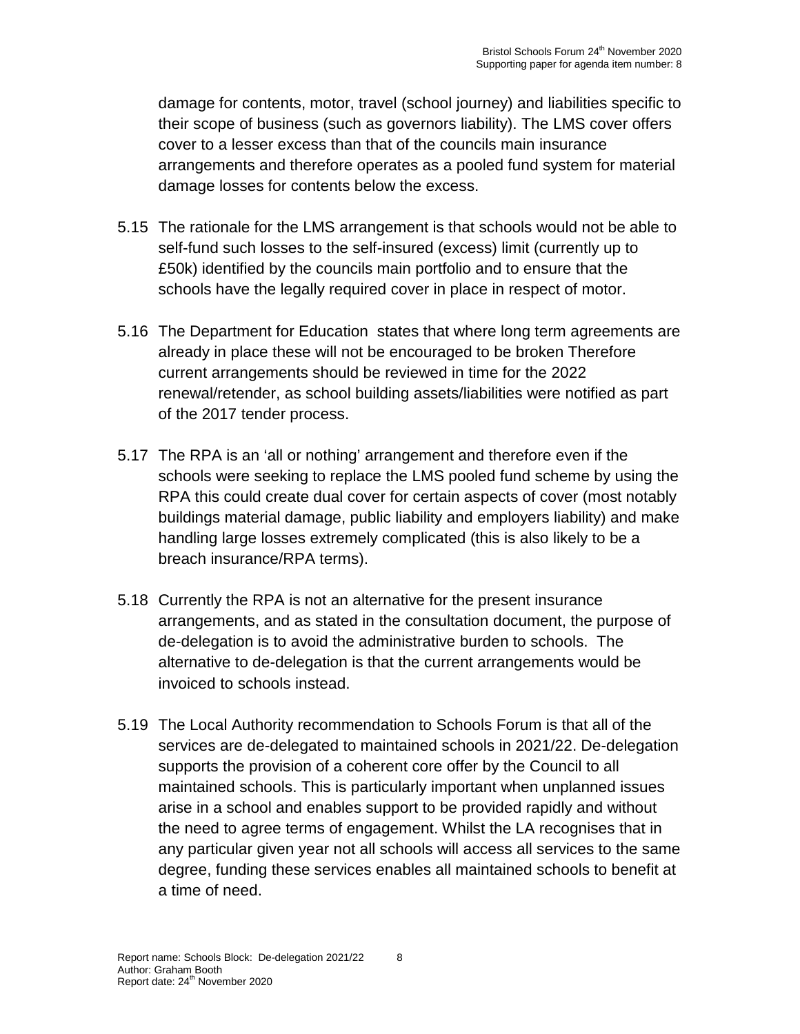damage for contents, motor, travel (school journey) and liabilities specific to their scope of business (such as governors liability). The LMS cover offers cover to a lesser excess than that of the councils main insurance arrangements and therefore operates as a pooled fund system for material damage losses for contents below the excess.

5.15 The rationale for the LMS arrangement is that schools would not be able to self-fund such losses to the self-insured (excess) limit (currently up to £50k) identified by the councils main portfolio and to ensure that the schools have the legally required cover in place in respect of motor.

5.16 The Department for Education states that where long term agreements are already in place these will not be encouraged to be broken Therefore current arrangements should be reviewed in time for the 2022 renewal/retender, as school building assets/liabilities were notified as part of the 2017 tender process.

5.17 The RPA is an 'all or nothing' arrangement and therefore even if the schools were seeking to replace the LMS pooled fund scheme by using the RPA this could create dual cover for certain aspects of cover (most notably buildings material damage, public liability and employers liability) and make handling large losses extremely complicated (this is also likely to be a breach insurance/RPA terms).

5.18 Currently the RPA is not an alternative for the present insurance arrangements, and as stated in the consultation document, the purpose of de-delegation is to avoid the administrative burden to schools. The alternative to de-delegation is that the current arrangements would be invoiced to schools instead.

5.19 The Local Authority recommendation to Schools Forum is that all of the services are de-delegated to maintained schools in 2021/22. De-delegation supports the provision of a coherent core offer by the Council to all maintained schools. This is particularly important when unplanned issues arise in a school and enables support to be provided rapidly and without the need to agree terms of engagement. Whilst the LA recognises that in any particular given year not all schools will access all services to the same degree, funding these services enables all maintained schools to benefit at a time of need.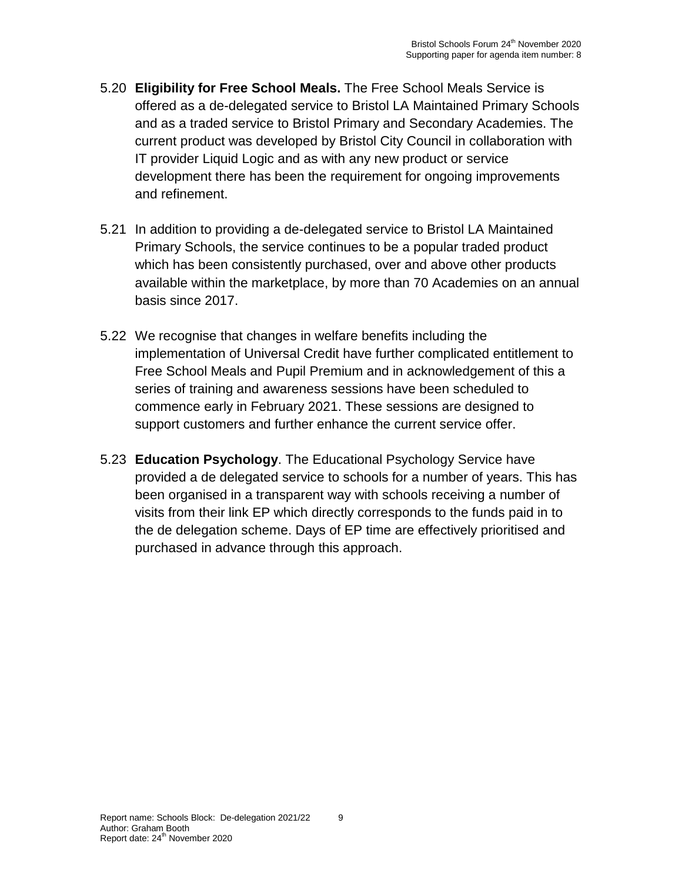5.20 **Eligibility for Free School Meals.** The Free School Meals Service is offered as a de-delegated service to Bristol LA Maintained Primary Schools and as a traded service to Bristol Primary and Secondary Academies. The current product was developed by Bristol City Council in collaboration with IT provider Liquid Logic and as with any new product or service development there has been the requirement for ongoing improvements and refinement.

5.21 In addition to providing a de-delegated service to Bristol LA Maintained Primary Schools, the service continues to be a popular traded product which has been consistently purchased, over and above other products available within the marketplace, by more than 70 Academies on an annual basis since 2017.

5.22 We recognise that changes in welfare benefits including the implementation of Universal Credit have further complicated entitlement to Free School Meals and Pupil Premium and in acknowledgement of this a series of training and awareness sessions have been scheduled to commence early in February 2021. These sessions are designed to support customers and further enhance the current service offer.

5.23 **Education Psychology**. The Educational Psychology Service have provided a de delegated service to schools for a number of years. This has been organised in a transparent way with schools receiving a number of visits from their link EP which directly corresponds to the funds paid in to the de delegation scheme. Days of EP time are effectively prioritised and purchased in advance through this approach.